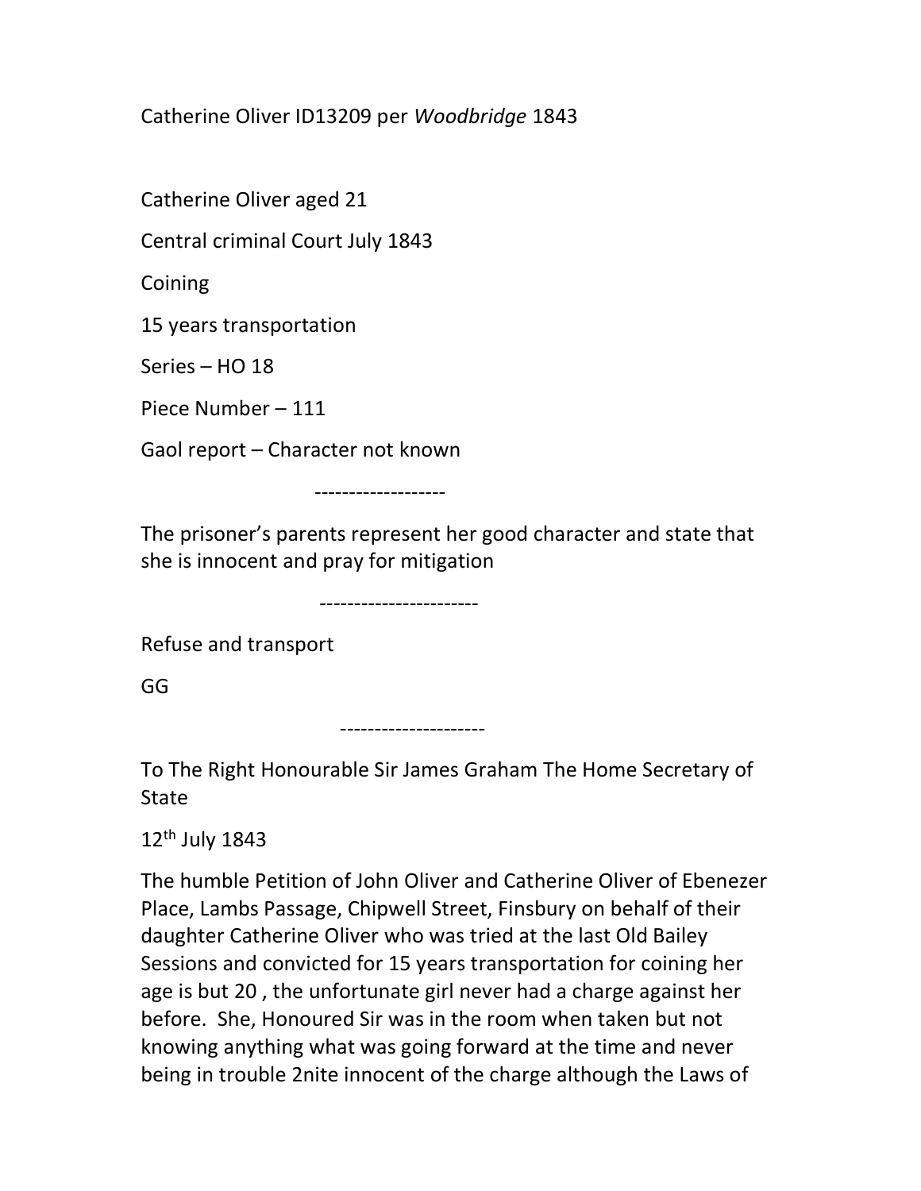Catherine Oliver ID13209 per *Woodbridge* 1843

Catherine Oliver aged 21

Central criminal Court July 1843

Coining

15 years transportation

Series – HO 18

Piece Number – 111

Gaol report – Character not known

-------------------

The prisoner's parents represent her good character and state that she is innocent and pray for mitigation

-----------------------

Refuse and transport

GG

---------------------

To The Right Honourable Sir James Graham The Home Secretary of State

12th July 1843

The humble Petition of John Oliver and Catherine Oliver of Ebenezer Place, Lambs Passage, Chipwell Street, Finsbury on behalf of their daughter Catherine Oliver who was tried at the last Old Bailey Sessions and convicted for 15 years transportation for coining her age is but 20 , the unfortunate girl never had a charge against her before. She, Honoured Sir was in the room when taken but not knowing anything what was going forward at the time and never being in trouble 2nite innocent of the charge although the Laws of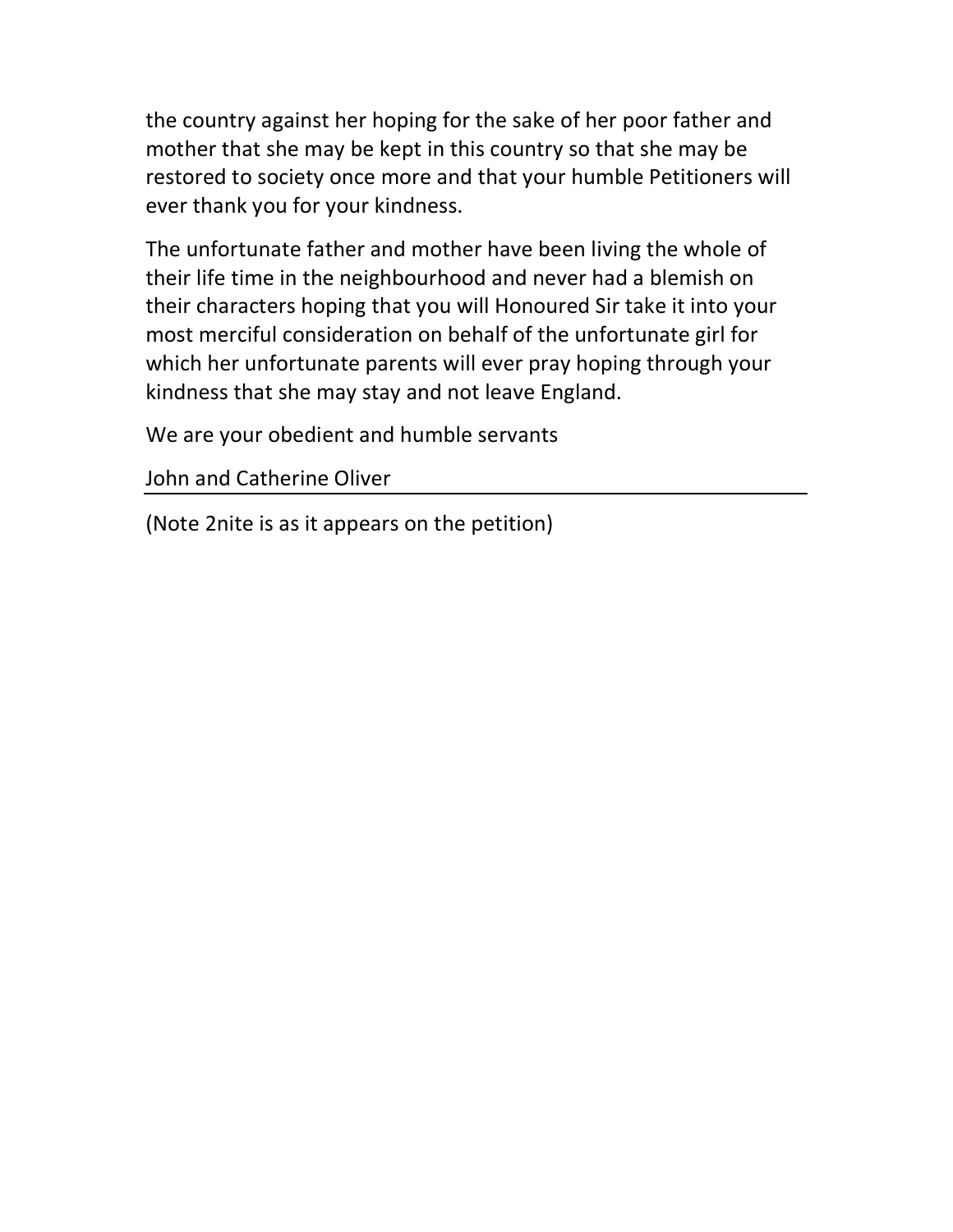the country against her hoping for the sake of her poor father and mother that she may be kept in this country so that she may be restored to society once more and that your humble Petitioners will ever thank you for your kindness.

The unfortunate father and mother have been living the whole of their life time in the neighbourhood and never had a blemish on their characters hoping that you will Honoured Sir take it into your most merciful consideration on behalf of the unfortunate girl for which her unfortunate parents will ever pray hoping through your kindness that she may stay and not leave England.

We are your obedient and humble servants

John and Catherine Oliver

---

(Note 2nite is as it appears on the petition)